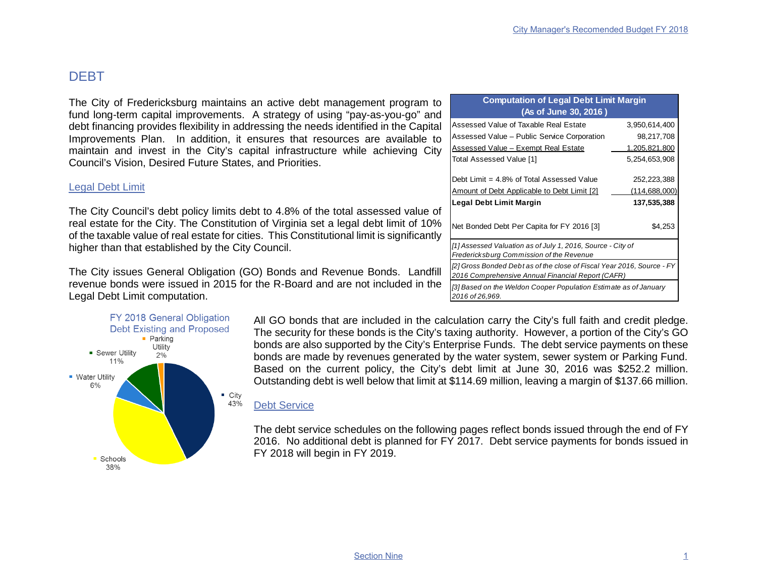# DEBT

The City of Fredericksburg maintains an active debt management program to fund long-term capital improvements. A strategy of using "pay-as-you-go" and debt financing provides flexibility in addressing the needs identified in the Capital Improvements Plan. In addition, it ensures that resources are available to maintain and invest in the City's capital infrastructure while achieving City Council's Vision, Desired Future States, and Priorities.

## Legal Debt Limit

The City Council's debt policy limits debt to 4.8% of the total assessed value of real estate for the City. The Constitution of Virginia set a legal debt limit of 10% of the taxable value of real estate for cities. This Constitutional limit is significantly higher than that established by the City Council.

The City issues General Obligation (GO) Bonds and Revenue Bonds. Landfill revenue bonds were issued in 2015 for the R-Board and are not included in the Legal Debt Limit computation.

| Computation of Legal Debt Limit Margin (As of June 30, 2016 ) | |
|---|---|
| Assessed Value of Taxable Real Estate | 3,950,614,400 |
| Assessed Value – Public Service Corporation | 98,217,708 |
| Assessed Value – Exempt Real Estate | 1,205,821,800 |
| Total Assessed Value [1] | 5,254,653,908 |
| Debt Limit = 4.8% of Total Assessed Value | 252,223,388 |
| Amount of Debt Applicable to Debt Limit [2] | (114,688,000) |
| **Legal Debt Limit Margin** | **137,535,388** |
| Net Bonded Debt Per Capita for FY 2016 [3] | $4,253 |

*[1] Assessed Valuation as of July 1, 2016, Source - City of Fredericksburg Commission of the Revenue*

*[2] Gross Bonded Debt as of the close of Fiscal Year 2016, Source - FY 2016 Comprehensive Annual Financial Report (CAFR)*

*[3] Based on the Weldon Cooper Population Estimate as of January 2016 of 26,969.*

**FY 2018 General Obligation Debt Existing and Proposed**

| Category | Share |
|---|---|
| City | 43% |
| Schools | 38% |
| Water Utility | 6% |
| Sewer Utility | 11% |
| Parking Utility | 2% |

All GO bonds that are included in the calculation carry the City's full faith and credit pledge. The security for these bonds is the City's taxing authority. However, a portion of the City's GO bonds are also supported by the City's Enterprise Funds. The debt service payments on these bonds are made by revenues generated by the water system, sewer system or Parking Fund. Based on the current policy, the City's debt limit at June 30, 2016 was $252.2 million. Outstanding debt is well below that limit at $114.69 million, leaving a margin of $137.66 million.

## Debt Service

The debt service schedules on the following pages reflect bonds issued through the end of FY 2016. No additional debt is planned for FY 2017. Debt service payments for bonds issued in FY 2018 will begin in FY 2019.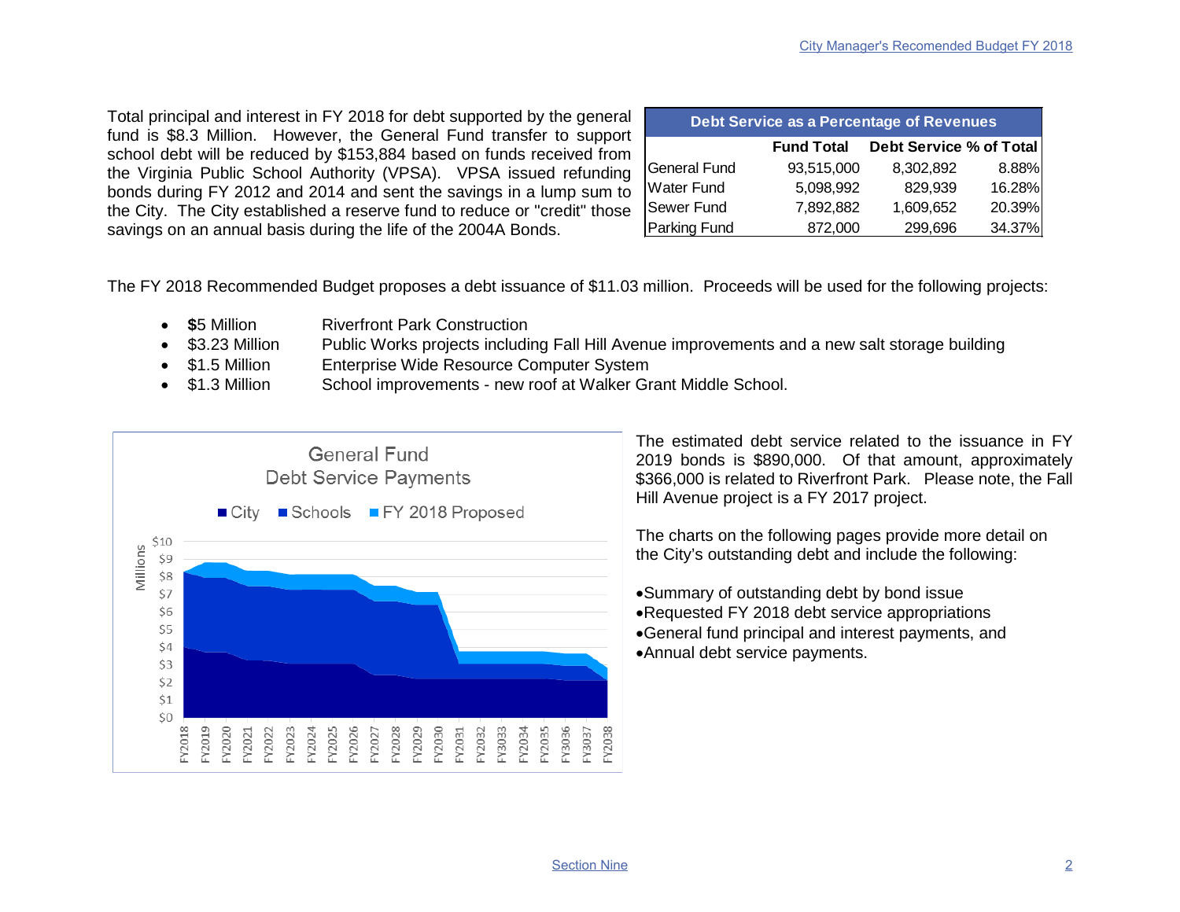Total principal and interest in FY 2018 for debt supported by the general fund is $8.3 Million. However, the General Fund transfer to support school debt will be reduced by $153,884 based on funds received from the Virginia Public School Authority (VPSA). VPSA issued refunding bonds during FY 2012 and 2014 and sent the savings in a lump sum to the City. The City established a reserve fund to reduce or "credit" those savings on an annual basis during the life of the 2004A Bonds.

| Debt Service as a Percentage of Revenues | | | |
|---|---|---|---|
| | Fund Total | Debt Service | % of Total |
| General Fund | 93,515,000 | 8,302,892 | 8.88% |
| Water Fund | 5,098,992 | 829,939 | 16.28% |
| Sewer Fund | 7,892,882 | 1,609,652 | 20.39% |
| Parking Fund | 872,000 | 299,696 | 34.37% |

The FY 2018 Recommended Budget proposes a debt issuance of $11.03 million. Proceeds will be used for the following projects:

- **$**5 Million — Riverfront Park Construction
- $3.23 Million — Public Works projects including Fall Hill Avenue improvements and a new salt storage building
- $1.5 Million — Enterprise Wide Resource Computer System
- $1.3 Million — School improvements - new roof at Walker Grant Middle School.

The estimated debt service related to the issuance in FY 2019 bonds is $890,000. Of that amount, approximately $366,000 is related to Riverfront Park. Please note, the Fall Hill Avenue project is a FY 2017 project.

The charts on the following pages provide more detail on the City's outstanding debt and include the following:

- Summary of outstanding debt by bond issue
- Requested FY 2018 debt service appropriations
- General fund principal and interest payments, and
- Annual debt service payments.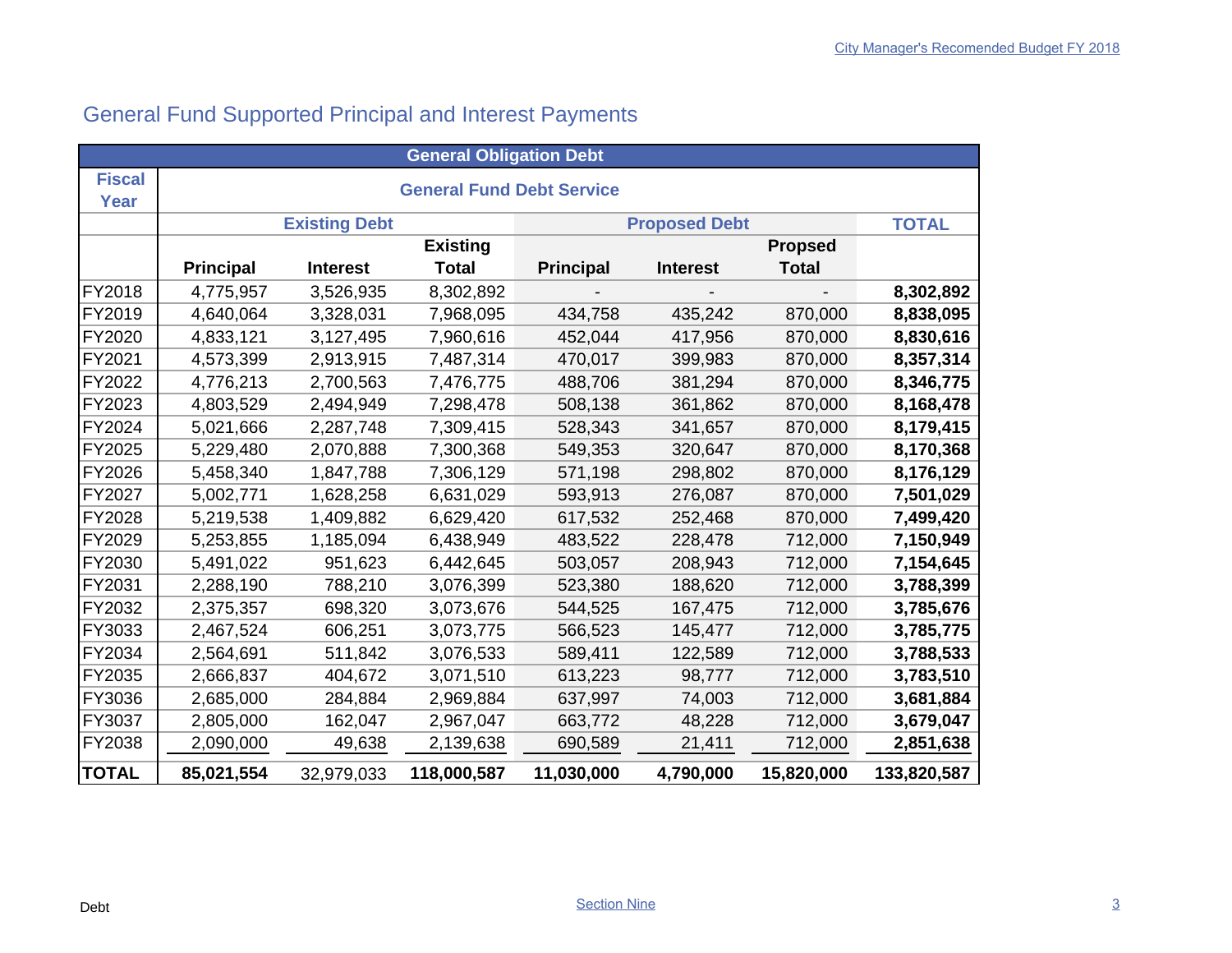## General Fund Supported Principal and Interest Payments

| General Obligation Debt | | | | | | | |
|---|---|---|---|---|---|---|---|
| Fiscal Year | General Fund Debt Service | | | | | | |
| | Existing Debt | | | Proposed Debt | | | TOTAL |
| | Principal | Interest | Existing Total | Principal | Interest | Propsed Total | |
| FY2018 | 4,775,957 | 3,526,935 | 8,302,892 | - | - | - | **8,302,892** |
| FY2019 | 4,640,064 | 3,328,031 | 7,968,095 | 434,758 | 435,242 | 870,000 | **8,838,095** |
| FY2020 | 4,833,121 | 3,127,495 | 7,960,616 | 452,044 | 417,956 | 870,000 | **8,830,616** |
| FY2021 | 4,573,399 | 2,913,915 | 7,487,314 | 470,017 | 399,983 | 870,000 | **8,357,314** |
| FY2022 | 4,776,213 | 2,700,563 | 7,476,775 | 488,706 | 381,294 | 870,000 | **8,346,775** |
| FY2023 | 4,803,529 | 2,494,949 | 7,298,478 | 508,138 | 361,862 | 870,000 | **8,168,478** |
| FY2024 | 5,021,666 | 2,287,748 | 7,309,415 | 528,343 | 341,657 | 870,000 | **8,179,415** |
| FY2025 | 5,229,480 | 2,070,888 | 7,300,368 | 549,353 | 320,647 | 870,000 | **8,170,368** |
| FY2026 | 5,458,340 | 1,847,788 | 7,306,129 | 571,198 | 298,802 | 870,000 | **8,176,129** |
| FY2027 | 5,002,771 | 1,628,258 | 6,631,029 | 593,913 | 276,087 | 870,000 | **7,501,029** |
| FY2028 | 5,219,538 | 1,409,882 | 6,629,420 | 617,532 | 252,468 | 870,000 | **7,499,420** |
| FY2029 | 5,253,855 | 1,185,094 | 6,438,949 | 483,522 | 228,478 | 712,000 | **7,150,949** |
| FY2030 | 5,491,022 | 951,623 | 6,442,645 | 503,057 | 208,943 | 712,000 | **7,154,645** |
| FY2031 | 2,288,190 | 788,210 | 3,076,399 | 523,380 | 188,620 | 712,000 | **3,788,399** |
| FY2032 | 2,375,357 | 698,320 | 3,073,676 | 544,525 | 167,475 | 712,000 | **3,785,676** |
| FY3033 | 2,467,524 | 606,251 | 3,073,775 | 566,523 | 145,477 | 712,000 | **3,785,775** |
| FY2034 | 2,564,691 | 511,842 | 3,076,533 | 589,411 | 122,589 | 712,000 | **3,788,533** |
| FY2035 | 2,666,837 | 404,672 | 3,071,510 | 613,223 | 98,777 | 712,000 | **3,783,510** |
| FY3036 | 2,685,000 | 284,884 | 2,969,884 | 637,997 | 74,003 | 712,000 | **3,681,884** |
| FY3037 | 2,805,000 | 162,047 | 2,967,047 | 663,772 | 48,228 | 712,000 | **3,679,047** |
| FY2038 | 2,090,000 | 49,638 | 2,139,638 | 690,589 | 21,411 | 712,000 | **2,851,638** |
| **TOTAL** | **85,021,554** | 32,979,033 | **118,000,587** | **11,030,000** | **4,790,000** | **15,820,000** | **133,820,587** |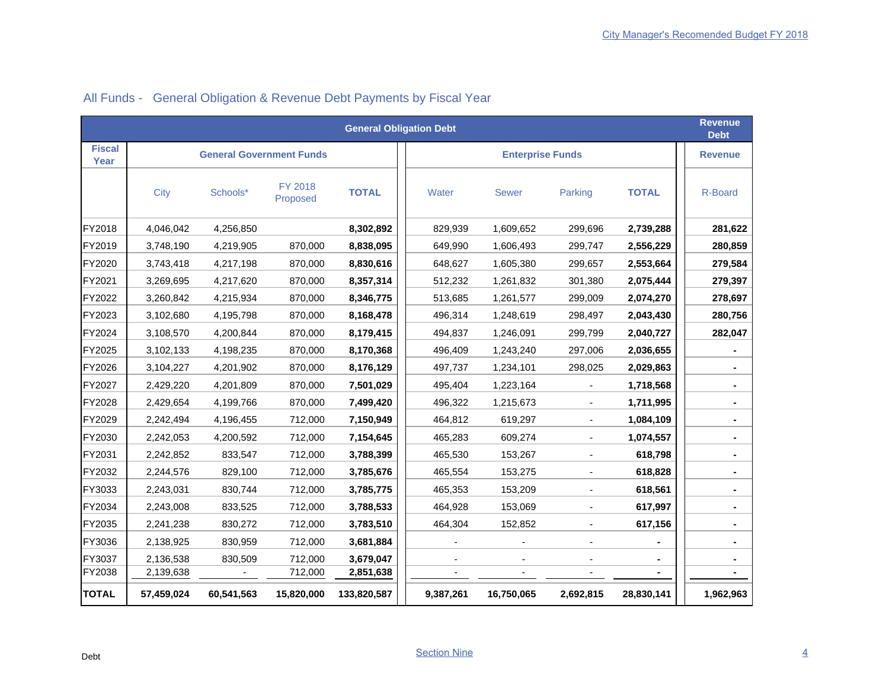## All Funds - General Obligation & Revenue Debt Payments by Fiscal Year

| | General Obligation Debt | | | | | | | | Revenue Debt |
|---|---|---|---|---|---|---|---|---|---|
| Fiscal Year | General Government Funds | | | | Enterprise Funds | | | | Revenue |
| | City | Schools* | FY 2018 Proposed | TOTAL | Water | Sewer | Parking | TOTAL | R-Board |
| FY2018 | 4,046,042 | 4,256,850 | | **8,302,892** | 829,939 | 1,609,652 | 299,696 | **2,739,288** | **281,622** |
| FY2019 | 3,748,190 | 4,219,905 | 870,000 | **8,838,095** | 649,990 | 1,606,493 | 299,747 | **2,556,229** | **280,859** |
| FY2020 | 3,743,418 | 4,217,198 | 870,000 | **8,830,616** | 648,627 | 1,605,380 | 299,657 | **2,553,664** | **279,584** |
| FY2021 | 3,269,695 | 4,217,620 | 870,000 | **8,357,314** | 512,232 | 1,261,832 | 301,380 | **2,075,444** | **279,397** |
| FY2022 | 3,260,842 | 4,215,934 | 870,000 | **8,346,775** | 513,685 | 1,261,577 | 299,009 | **2,074,270** | **278,697** |
| FY2023 | 3,102,680 | 4,195,798 | 870,000 | **8,168,478** | 496,314 | 1,248,619 | 298,497 | **2,043,430** | **280,756** |
| FY2024 | 3,108,570 | 4,200,844 | 870,000 | **8,179,415** | 494,837 | 1,246,091 | 299,799 | **2,040,727** | **282,047** |
| FY2025 | 3,102,133 | 4,198,235 | 870,000 | **8,170,368** | 496,409 | 1,243,240 | 297,006 | **2,036,655** | **-** |
| FY2026 | 3,104,227 | 4,201,902 | 870,000 | **8,176,129** | 497,737 | 1,234,101 | 298,025 | **2,029,863** | **-** |
| FY2027 | 2,429,220 | 4,201,809 | 870,000 | **7,501,029** | 495,404 | 1,223,164 | - | **1,718,568** | **-** |
| FY2028 | 2,429,654 | 4,199,766 | 870,000 | **7,499,420** | 496,322 | 1,215,673 | - | **1,711,995** | **-** |
| FY2029 | 2,242,494 | 4,196,455 | 712,000 | **7,150,949** | 464,812 | 619,297 | - | **1,084,109** | **-** |
| FY2030 | 2,242,053 | 4,200,592 | 712,000 | **7,154,645** | 465,283 | 609,274 | - | **1,074,557** | **-** |
| FY2031 | 2,242,852 | 833,547 | 712,000 | **3,788,399** | 465,530 | 153,267 | - | **618,798** | **-** |
| FY2032 | 2,244,576 | 829,100 | 712,000 | **3,785,676** | 465,554 | 153,275 | - | **618,828** | **-** |
| FY3033 | 2,243,031 | 830,744 | 712,000 | **3,785,775** | 465,353 | 153,209 | - | **618,561** | **-** |
| FY2034 | 2,243,008 | 833,525 | 712,000 | **3,788,533** | 464,928 | 153,069 | - | **617,997** | **-** |
| FY2035 | 2,241,238 | 830,272 | 712,000 | **3,783,510** | 464,304 | 152,852 | - | **617,156** | **-** |
| FY3036 | 2,138,925 | 830,959 | 712,000 | **3,681,884** | - | - | - | **-** | **-** |
| FY3037 | 2,136,538 | 830,509 | 712,000 | **3,679,047** | - | - | - | **-** | **-** |
| FY2038 | 2,139,638 | - | 712,000 | **2,851,638** | - | - | - | **-** | **-** |
| **TOTAL** | **57,459,024** | **60,541,563** | **15,820,000** | **133,820,587** | **9,387,261** | **16,750,065** | **2,692,815** | **28,830,141** | **1,962,963** |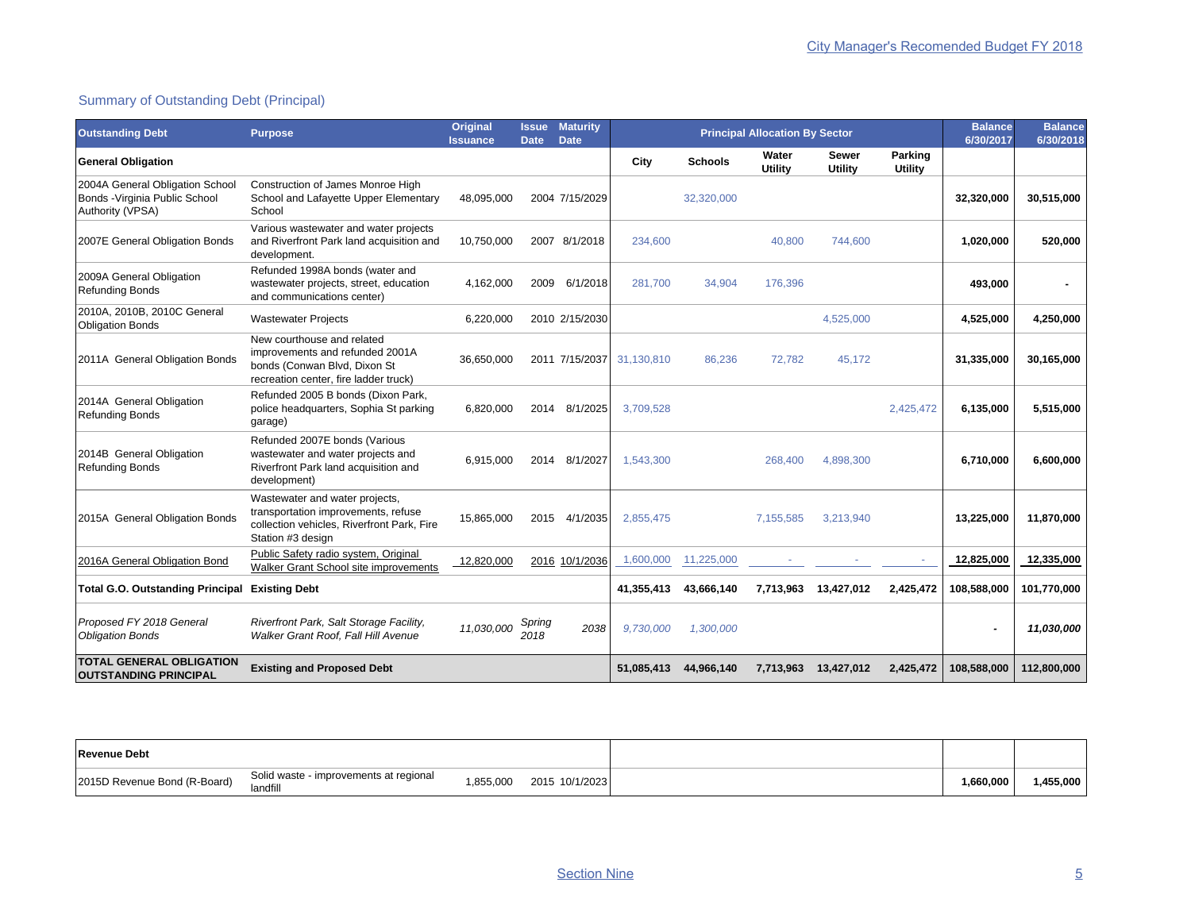## Summary of Outstanding Debt (Principal)

| Outstanding Debt | Purpose | Original Issuance | Issue Date | Maturity Date | Principal Allocation By Sector | | | | | Balance 6/30/2017 | Balance 6/30/2018 |
|---|---|---|---|---|---|---|---|---|---|---|---|
| **General Obligation** | | | | | **City** | **Schools** | **Water Utility** | **Sewer Utility** | **Parking Utility** | | |
| 2004A General Obligation School Bonds -Virginia Public School Authority (VPSA) | Construction of James Monroe High School and Lafayette Upper Elementary School | 48,095,000 | 2004 | 7/15/2029 | | 32,320,000 | | | | **32,320,000** | **30,515,000** |
| 2007E General Obligation Bonds | Various wastewater and water projects and Riverfront Park land acquisition and development. | 10,750,000 | 2007 | 8/1/2018 | 234,600 | | 40,800 | 744,600 | | **1,020,000** | **520,000** |
| 2009A General Obligation Refunding Bonds | Refunded 1998A bonds (water and wastewater projects, street, education and communications center) | 4,162,000 | 2009 | 6/1/2018 | 281,700 | 34,904 | 176,396 | | | **493,000** | **-** |
| 2010A, 2010B, 2010C General Obligation Bonds | Wastewater Projects | 6,220,000 | 2010 | 2/15/2030 | | | | 4,525,000 | | **4,525,000** | **4,250,000** |
| 2011A General Obligation Bonds | New courthouse and related improvements and refunded 2001A bonds (Conwan Blvd, Dixon St recreation center, fire ladder truck) | 36,650,000 | 2011 | 7/15/2037 | 31,130,810 | 86,236 | 72,782 | 45,172 | | **31,335,000** | **30,165,000** |
| 2014A General Obligation Refunding Bonds | Refunded 2005 B bonds (Dixon Park, police headquarters, Sophia St parking garage) | 6,820,000 | 2014 | 8/1/2025 | 3,709,528 | | | | 2,425,472 | **6,135,000** | **5,515,000** |
| 2014B General Obligation Refunding Bonds | Refunded 2007E bonds (Various wastewater and water projects and Riverfront Park land acquisition and development) | 6,915,000 | 2014 | 8/1/2027 | 1,543,300 | | 268,400 | 4,898,300 | | **6,710,000** | **6,600,000** |
| 2015A General Obligation Bonds | Wastewater and water projects, transportation improvements, refuse collection vehicles, Riverfront Park, Fire Station #3 design | 15,865,000 | 2015 | 4/1/2035 | 2,855,475 | | 7,155,585 | 3,213,940 | | **13,225,000** | **11,870,000** |
| 2016A General Obligation Bond | Public Safety radio system, Original Walker Grant School site improvements | 12,820,000 | 2016 | 10/1/2036 | 1,600,000 | 11,225,000 | - | - | - | **12,825,000** | **12,335,000** |
| **Total G.O. Outstanding Principal** | **Existing Debt** | | | | **41,355,413** | **43,666,140** | **7,713,963** | **13,427,012** | **2,425,472** | **108,588,000** | **101,770,000** |
| *Proposed FY 2018 General Obligation Bonds* | *Riverfront Park, Salt Storage Facility, Walker Grant Roof, Fall Hill Avenue* | *11,030,000* | *Spring 2018* | *2038* | *9,730,000* | *1,300,000* | | | | **-** | ***11,030,000*** |
| **TOTAL GENERAL OBLIGATION OUTSTANDING PRINCIPAL** | **Existing and Proposed Debt** | | | | **51,085,413** | **44,966,140** | **7,713,963** | **13,427,012** | **2,425,472** | **108,588,000** | **112,800,000** |

| Revenue Debt | Purpose | Original Issuance | Issue Date | Maturity Date | Balance 6/30/2017 | Balance 6/30/2018 |
|---|---|---|---|---|---|---|
| 2015D Revenue Bond (R-Board) | Solid waste - improvements at regional landfill | 1,855,000 | 2015 | 10/1/2023 | **1,660,000** | **1,455,000** |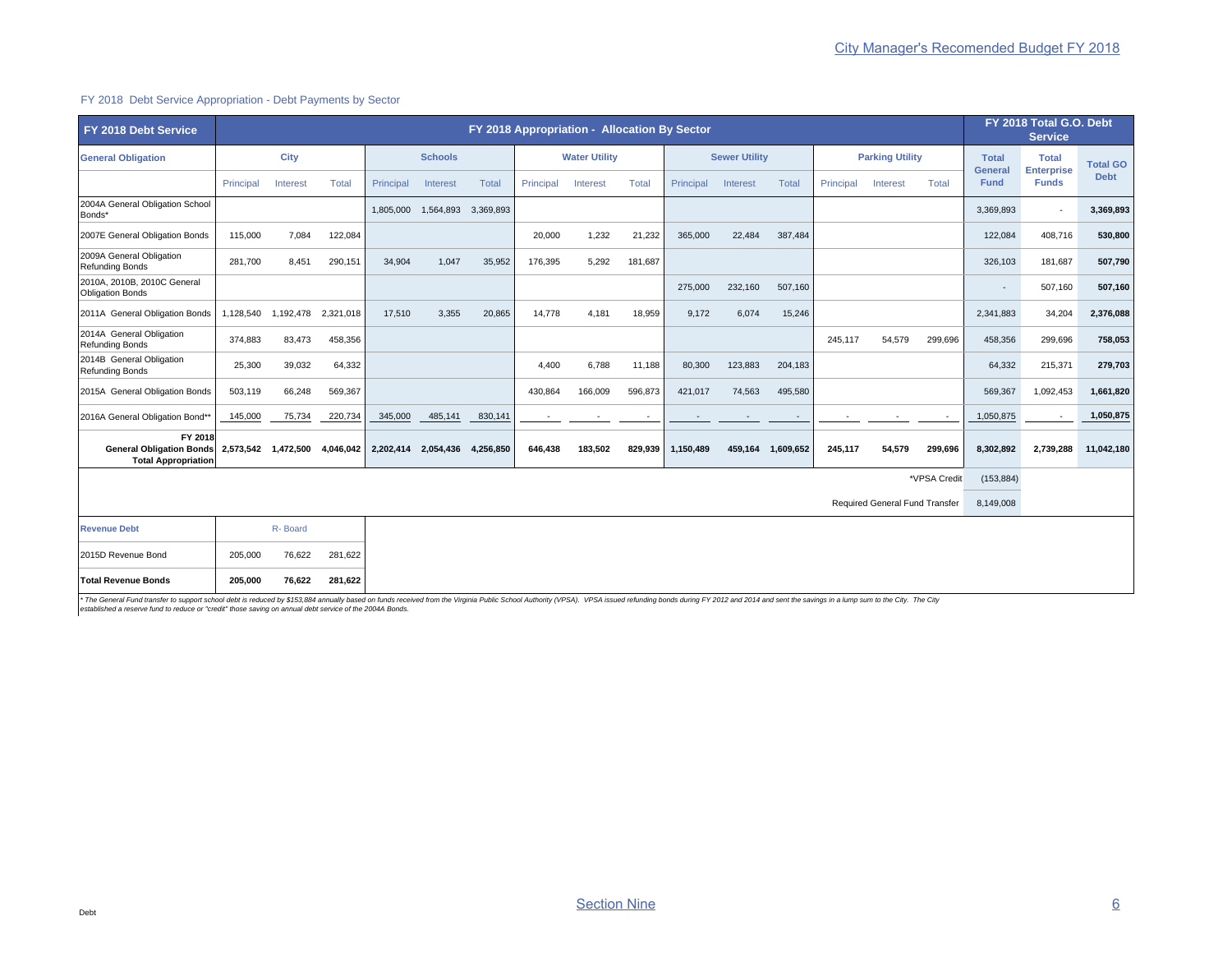FY 2018 Debt Service Appropriation - Debt Payments by Sector

| FY 2018 Debt Service | FY 2018 Appropriation - Allocation By Sector | | | | | | | | | | | | | | | FY 2018 Total G.O. Debt Service | | |
|---|---|---|---|---|---|---|---|---|---|---|---|---|---|---|---|---|---|---|
| General Obligation | City | | | Schools | | | Water Utility | | | Sewer Utility | | | Parking Utility | | | Total General Fund | Total Enterprise Funds | Total GO Debt |
| | Principal | Interest | Total | Principal | Interest | Total | Principal | Interest | Total | Principal | Interest | Total | Principal | Interest | Total | | | |
| 2004A General Obligation School Bonds* | | | | 1,805,000 | 1,564,893 | 3,369,893 | | | | | | | | | | 3,369,893 | - | 3,369,893 |
| 2007E General Obligation Bonds | 115,000 | 7,084 | 122,084 | | | | 20,000 | 1,232 | 21,232 | 365,000 | 22,484 | 387,484 | | | | 122,084 | 408,716 | 530,800 |
| 2009A General Obligation Refunding Bonds | 281,700 | 8,451 | 290,151 | 34,904 | 1,047 | 35,952 | 176,395 | 5,292 | 181,687 | | | | | | | 326,103 | 181,687 | 507,790 |
| 2010A, 2010B, 2010C General Obligation Bonds | | | | | | | | | | 275,000 | 232,160 | 507,160 | | | | - | 507,160 | 507,160 |
| 2011A General Obligation Bonds | 1,128,540 | 1,192,478 | 2,321,018 | 17,510 | 3,355 | 20,865 | 14,778 | 4,181 | 18,959 | 9,172 | 6,074 | 15,246 | | | | 2,341,883 | 34,204 | 2,376,088 |
| 2014A General Obligation Refunding Bonds | 374,883 | 83,473 | 458,356 | | | | | | | | | | 245,117 | 54,579 | 299,696 | 458,356 | 299,696 | 758,053 |
| 2014B General Obligation Refunding Bonds | 25,300 | 39,032 | 64,332 | | | | 4,400 | 6,788 | 11,188 | 80,300 | 123,883 | 204,183 | | | | 64,332 | 215,371 | 279,703 |
| 2015A General Obligation Bonds | 503,119 | 66,248 | 569,367 | | | | 430,864 | 166,009 | 596,873 | 421,017 | 74,563 | 495,580 | | | | 569,367 | 1,092,453 | 1,661,820 |
| 2016A General Obligation Bond** | 145,000 | 75,734 | 220,734 | 345,000 | 485,141 | 830,141 | - | - | - | - | - | - | - | - | - | 1,050,875 | - | 1,050,875 |
| FY 2018 General Obligation Bonds Total Appropriation | 2,573,542 | 1,472,500 | 4,046,042 | 2,202,414 | 2,054,436 | 4,256,850 | 646,438 | 183,502 | 829,939 | 1,150,489 | 459,164 | 1,609,652 | 245,117 | 54,579 | 299,696 | 8,302,892 | 2,739,288 | 11,042,180 |
| | | | | | | | | | | | | | | | *VPSA Credit | (153,884) | | |
| | | | | | | | | | | | | | | | Required General Fund Transfer | 8,149,008 | | |

| Revenue Debt | R- Board | | |
|---|---|---|---|
| 2015D Revenue Bond | 205,000 | 76,622 | 281,622 |
| **Total Revenue Bonds** | **205,000** | **76,622** | **281,622** |

*\* The General Fund transfer to support school debt is reduced by $153,884 annually based on funds received from the Virginia Public School Authority (VPSA). VPSA issued refunding bonds during FY 2012 and 2014 and sent the savings in a lump sum to the City. The City established a reserve fund to reduce or "credit" those saving on annual debt service of the 2004A Bonds.*